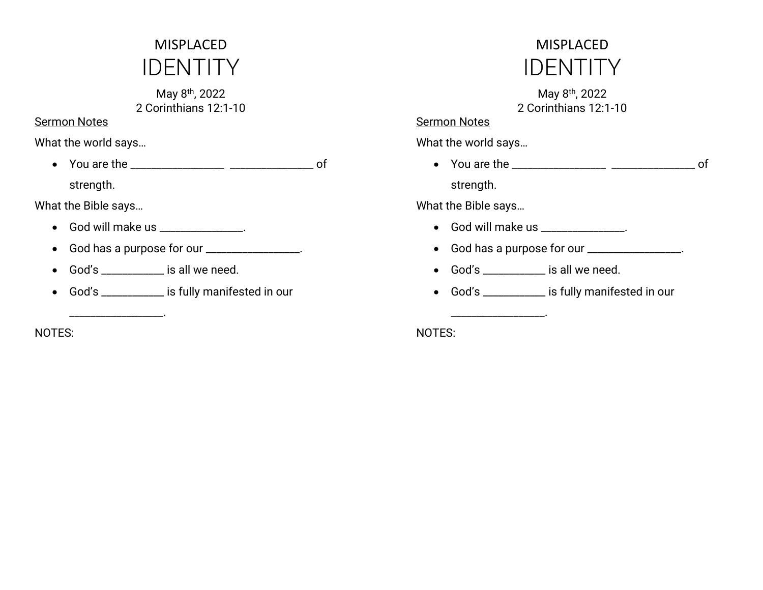MISPLACED

# IDENTITY

May 8th, 2022

2 Corinthians 12:1-10

Sermon Notes

What the world says…

- You are the ________________ ______________ of strength.

What the Bible says…

- God will make us ______________.
- God has a purpose for our ________________.
- God's ___________ is all we need.
- God's ___________ is fully manifested in our ________________.

NOTES:

MISPLACED

# IDENTITY

May 8th, 2022

2 Corinthians 12:1-10

Sermon Notes

What the world says…

- You are the ________________ ______________ of strength.

What the Bible says…

- God will make us ______________.
- God has a purpose for our ________________.
- God's ___________ is all we need.
- God's ___________ is fully manifested in our ________________.

NOTES: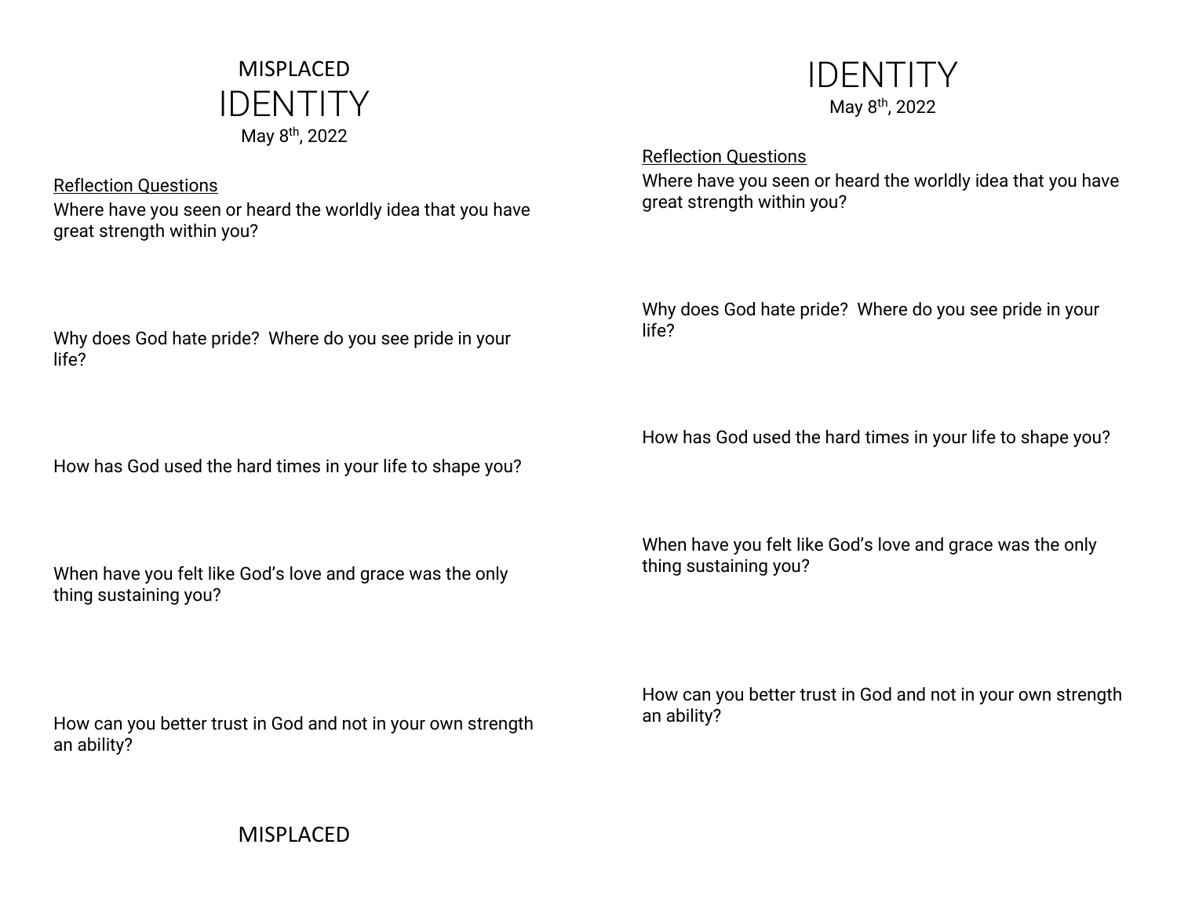MISPLACED

# IDENTITY

May 8th, 2022

<u>Reflection Questions</u>

Where have you seen or heard the worldly idea that you have great strength within you?

Why does God hate pride? Where do you see pride in your life?

How has God used the hard times in your life to shape you?

When have you felt like God's love and grace was the only thing sustaining you?

How can you better trust in God and not in your own strength an ability?

MISPLACED

# IDENTITY

May 8th, 2022

<u>Reflection Questions</u>

Where have you seen or heard the worldly idea that you have great strength within you?

Why does God hate pride? Where do you see pride in your life?

How has God used the hard times in your life to shape you?

When have you felt like God's love and grace was the only thing sustaining you?

How can you better trust in God and not in your own strength an ability?